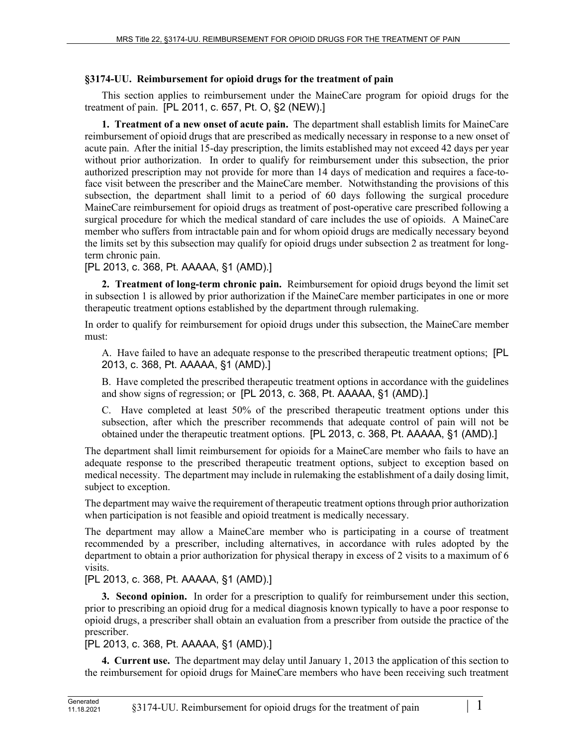## §3174-UU. Reimbursement for opioid drugs for the treatment of pain

This section applies to reimbursement under the MaineCare program for opioid drugs for the treatment of pain. [PL 2011, c. 657, Pt. O, §2 (NEW).]

**1. Treatment of a new onset of acute pain.** The department shall establish limits for MaineCare reimbursement of opioid drugs that are prescribed as medically necessary in response to a new onset of acute pain. After the initial 15-day prescription, the limits established may not exceed 42 days per year without prior authorization. In order to qualify for reimbursement under this subsection, the prior authorized prescription may not provide for more than 14 days of medication and requires a face-to-face visit between the prescriber and the MaineCare member. Notwithstanding the provisions of this subsection, the department shall limit to a period of 60 days following the surgical procedure MaineCare reimbursement for opioid drugs as treatment of post-operative care prescribed following a surgical procedure for which the medical standard of care includes the use of opioids. A MaineCare member who suffers from intractable pain and for whom opioid drugs are medically necessary beyond the limits set by this subsection may qualify for opioid drugs under subsection 2 as treatment for long-term chronic pain.

[PL 2013, c. 368, Pt. AAAAA, §1 (AMD).]

**2. Treatment of long-term chronic pain.** Reimbursement for opioid drugs beyond the limit set in subsection 1 is allowed by prior authorization if the MaineCare member participates in one or more therapeutic treatment options established by the department through rulemaking.

In order to qualify for reimbursement for opioid drugs under this subsection, the MaineCare member must:

A. Have failed to have an adequate response to the prescribed therapeutic treatment options; [PL 2013, c. 368, Pt. AAAAA, §1 (AMD).]

B. Have completed the prescribed therapeutic treatment options in accordance with the guidelines and show signs of regression; or [PL 2013, c. 368, Pt. AAAAA, §1 (AMD).]

C. Have completed at least 50% of the prescribed therapeutic treatment options under this subsection, after which the prescriber recommends that adequate control of pain will not be obtained under the therapeutic treatment options. [PL 2013, c. 368, Pt. AAAAA, §1 (AMD).]

The department shall limit reimbursement for opioids for a MaineCare member who fails to have an adequate response to the prescribed therapeutic treatment options, subject to exception based on medical necessity. The department may include in rulemaking the establishment of a daily dosing limit, subject to exception.

The department may waive the requirement of therapeutic treatment options through prior authorization when participation is not feasible and opioid treatment is medically necessary.

The department may allow a MaineCare member who is participating in a course of treatment recommended by a prescriber, including alternatives, in accordance with rules adopted by the department to obtain a prior authorization for physical therapy in excess of 2 visits to a maximum of 6 visits.

[PL 2013, c. 368, Pt. AAAAA, §1 (AMD).]

**3. Second opinion.** In order for a prescription to qualify for reimbursement under this section, prior to prescribing an opioid drug for a medical diagnosis known typically to have a poor response to opioid drugs, a prescriber shall obtain an evaluation from a prescriber from outside the practice of the prescriber.

[PL 2013, c. 368, Pt. AAAAA, §1 (AMD).]

**4. Current use.** The department may delay until January 1, 2013 the application of this section to the reimbursement for opioid drugs for MaineCare members who have been receiving such treatment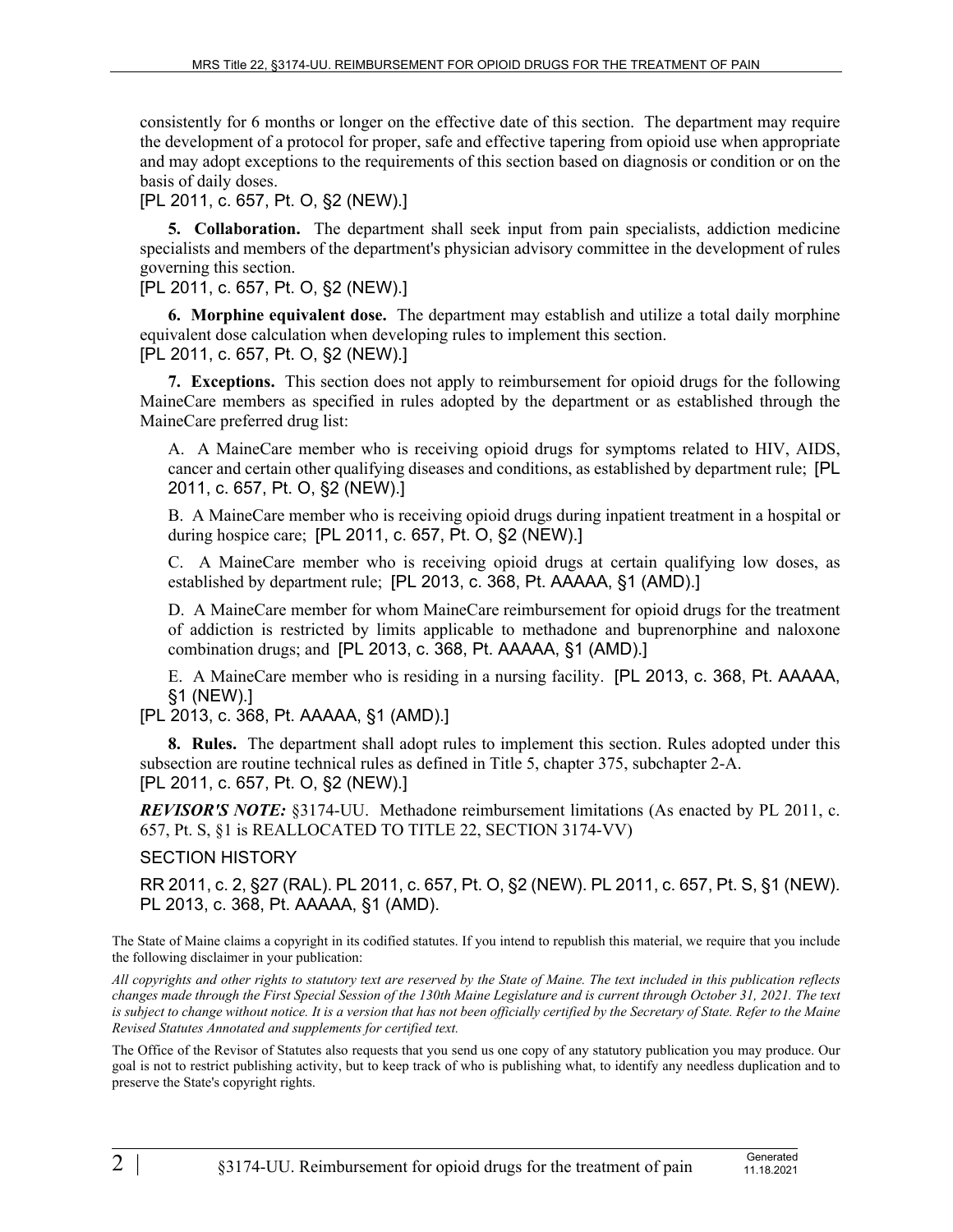consistently for 6 months or longer on the effective date of this section. The department may require the development of a protocol for proper, safe and effective tapering from opioid use when appropriate and may adopt exceptions to the requirements of this section based on diagnosis or condition or on the basis of daily doses.

[PL 2011, c. 657, Pt. O, §2 (NEW).]

**5. Collaboration.** The department shall seek input from pain specialists, addiction medicine specialists and members of the department's physician advisory committee in the development of rules governing this section.

[PL 2011, c. 657, Pt. O, §2 (NEW).]

**6. Morphine equivalent dose.** The department may establish and utilize a total daily morphine equivalent dose calculation when developing rules to implement this section.

[PL 2011, c. 657, Pt. O, §2 (NEW).]

**7. Exceptions.** This section does not apply to reimbursement for opioid drugs for the following MaineCare members as specified in rules adopted by the department or as established through the MaineCare preferred drug list:

A. A MaineCare member who is receiving opioid drugs for symptoms related to HIV, AIDS, cancer and certain other qualifying diseases and conditions, as established by department rule; [PL 2011, c. 657, Pt. O, §2 (NEW).]

B. A MaineCare member who is receiving opioid drugs during inpatient treatment in a hospital or during hospice care; [PL 2011, c. 657, Pt. O, §2 (NEW).]

C. A MaineCare member who is receiving opioid drugs at certain qualifying low doses, as established by department rule; [PL 2013, c. 368, Pt. AAAAA, §1 (AMD).]

D. A MaineCare member for whom MaineCare reimbursement for opioid drugs for the treatment of addiction is restricted by limits applicable to methadone and buprenorphine and naloxone combination drugs; and [PL 2013, c. 368, Pt. AAAAA, §1 (AMD).]

E. A MaineCare member who is residing in a nursing facility. [PL 2013, c. 368, Pt. AAAAA, §1 (NEW).]

[PL 2013, c. 368, Pt. AAAAA, §1 (AMD).]

**8. Rules.** The department shall adopt rules to implement this section. Rules adopted under this subsection are routine technical rules as defined in Title 5, chapter 375, subchapter 2-A.

[PL 2011, c. 657, Pt. O, §2 (NEW).]

***REVISOR'S NOTE:*** §3174-UU. Methadone reimbursement limitations (As enacted by PL 2011, c. 657, Pt. S, §1 is REALLOCATED TO TITLE 22, SECTION 3174-VV)

SECTION HISTORY

RR 2011, c. 2, §27 (RAL). PL 2011, c. 657, Pt. O, §2 (NEW). PL 2011, c. 657, Pt. S, §1 (NEW). PL 2013, c. 368, Pt. AAAAA, §1 (AMD).

The State of Maine claims a copyright in its codified statutes. If you intend to republish this material, we require that you include the following disclaimer in your publication:

*All copyrights and other rights to statutory text are reserved by the State of Maine. The text included in this publication reflects changes made through the First Special Session of the 130th Maine Legislature and is current through October 31, 2021. The text is subject to change without notice. It is a version that has not been officially certified by the Secretary of State. Refer to the Maine Revised Statutes Annotated and supplements for certified text.*

The Office of the Revisor of Statutes also requests that you send us one copy of any statutory publication you may produce. Our goal is not to restrict publishing activity, but to keep track of who is publishing what, to identify any needless duplication and to preserve the State's copyright rights.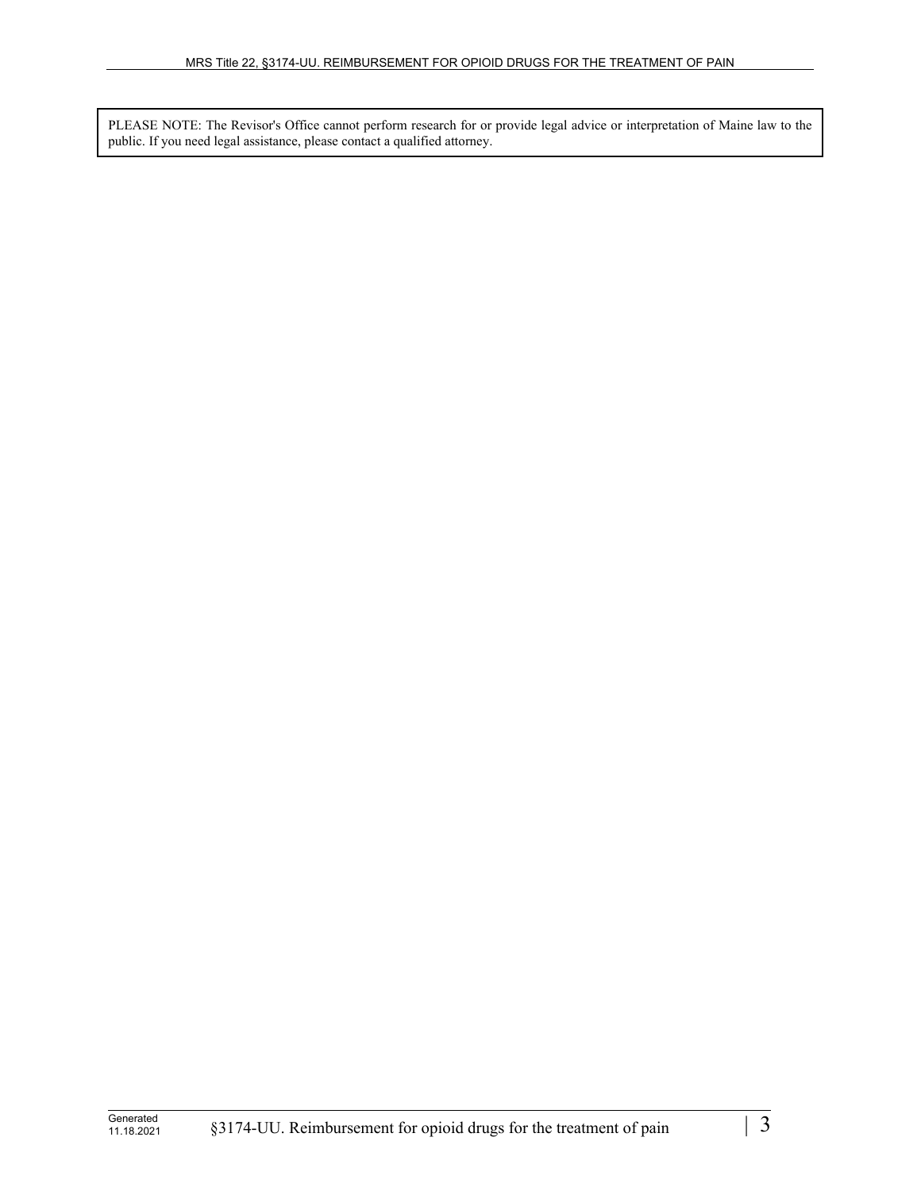PLEASE NOTE: The Revisor's Office cannot perform research for or provide legal advice or interpretation of Maine law to the public. If you need legal assistance, please contact a qualified attorney.